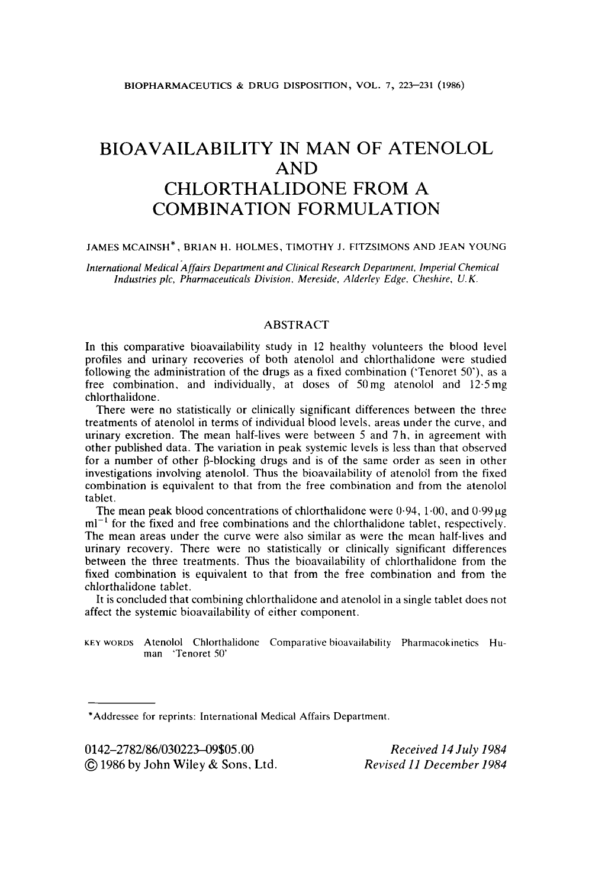# BIOAVAILABILITY IN MAN OF ATENOLOL AND CHLORTHALIDONE FROM A COMBINATION FORMULATION

JAMES MCAINSH*, BRIAN H. HOLMES, TIMOTHY J. FITZSIMONS AND JEAN YOUNG

*International Medical Affairs Department and Clinical Research Department, Imperial Chemical Industries plc, Pharmaceuticals Division, Mereside, Alderley Edge, Cheshire, U.K.*

## ABSTRACT

In this comparative bioavailability study in 12 healthy volunteers the blood level profiles and urinary recoveries of both atenolol and chlorthalidone were studied following the administration of the drugs as a fixed combination ('Tenoret 50'), as a free combination, and individually, at doses of 50 mg atenolol and 12·5 mg chlorthalidone.

There were no statistically or clinically significant differences between the three treatments of atenolol in terms of individual blood levels, areas under the curve, and urinary excretion. The mean half-lives were between 5 and 7 h, in agreement with other published data. The variation in peak systemic levels is less than that observed for a number of other β-blocking drugs and is of the same order as seen in other investigations involving atenolol. Thus the bioavailability of atenolol from the fixed combination is equivalent to that from the free combination and from the atenolol tablet.

The mean peak blood concentrations of chlorthalidone were 0·94, 1·00, and 0·99 μg ml$^{-1}$ for the fixed and free combinations and the chlorthalidone tablet, respectively. The mean areas under the curve were also similar as were the mean half-lives and urinary recovery. There were no statistically or clinically significant differences between the three treatments. Thus the bioavailability of chlorthalidone from the fixed combination is equivalent to that from the free combination and from the chlorthalidone tablet.

It is concluded that combining chlorthalidone and atenolol in a single tablet does not affect the systemic bioavailability of either component.

KEY WORDS Atenolol Chlorthalidone Comparative bioavailability Pharmacokinetics Human 'Tenoret 50'

*Addressee for reprints: International Medical Affairs Department.

0142–2782/86/030223–09$05.00
© 1986 by John Wiley & Sons, Ltd.

*Received 14 July 1984*
*Revised 11 December 1984*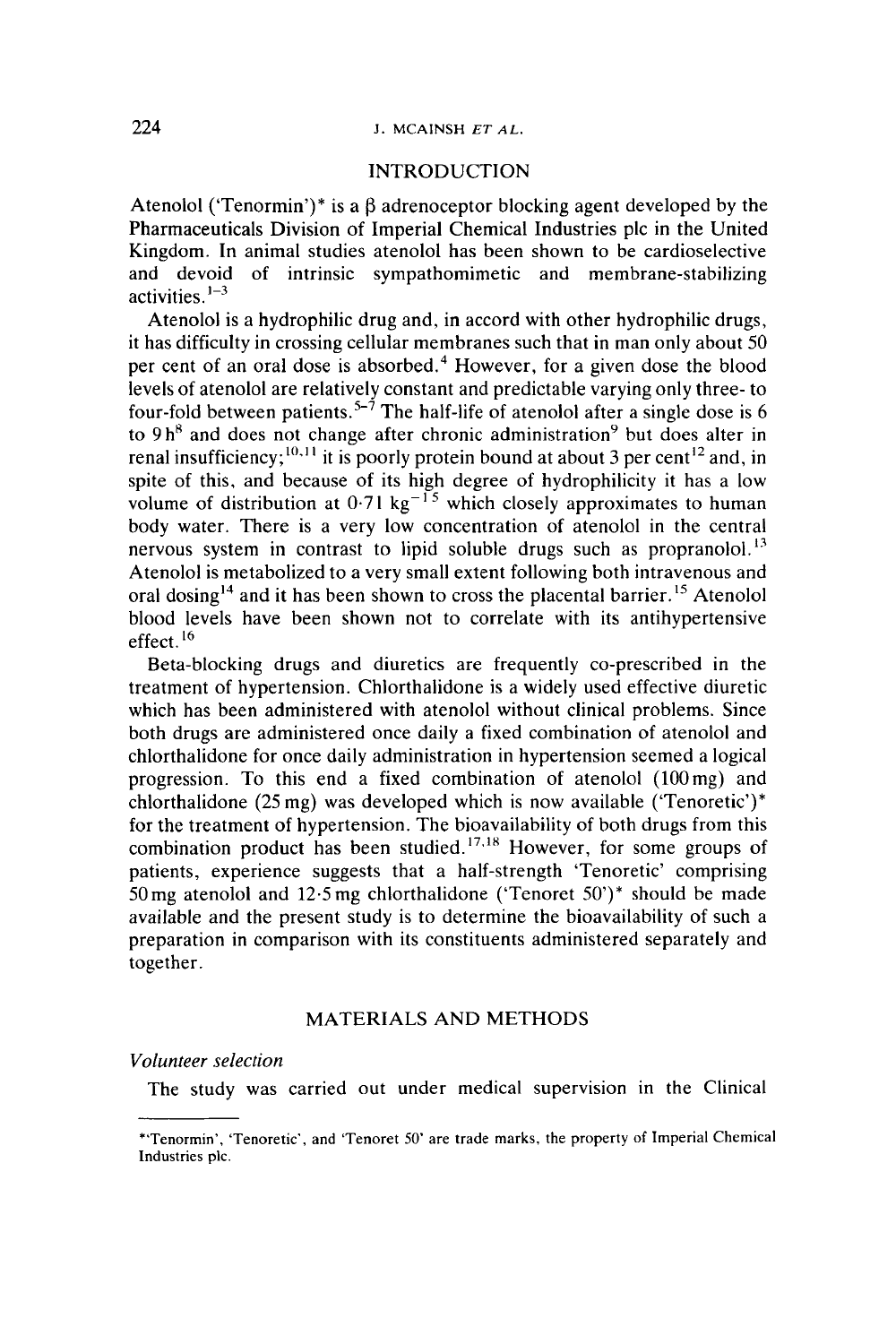## INTRODUCTION

Atenolol ('Tenormin')* is a β adrenoceptor blocking agent developed by the Pharmaceuticals Division of Imperial Chemical Industries plc in the United Kingdom. In animal studies atenolol has been shown to be cardioselective and devoid of intrinsic sympathomimetic and membrane-stabilizing activities.[1–3]

Atenolol is a hydrophilic drug and, in accord with other hydrophilic drugs, it has difficulty in crossing cellular membranes such that in man only about 50 per cent of an oral dose is absorbed.[4] However, for a given dose the blood levels of atenolol are relatively constant and predictable varying only three- to four-fold between patients.[5–7] The half-life of atenolol after a single dose is 6 to 9 h[8] and does not change after chronic administration[9] but does alter in renal insufficiency;[10,11] it is poorly protein bound at about 3 per cent[12] and, in spite of this, and because of its high degree of hydrophilicity it has a low volume of distribution at 0·7 l $kg^{-1}$[5] which closely approximates to human body water. There is a very low concentration of atenolol in the central nervous system in contrast to lipid soluble drugs such as propranolol.[13] Atenolol is metabolized to a very small extent following both intravenous and oral dosing[14] and it has been shown to cross the placental barrier.[15] Atenolol blood levels have been shown not to correlate with its antihypertensive effect.[16]

Beta-blocking drugs and diuretics are frequently co-prescribed in the treatment of hypertension. Chlorthalidone is a widely used effective diuretic which has been administered with atenolol without clinical problems. Since both drugs are administered once daily a fixed combination of atenolol and chlorthalidone for once daily administration in hypertension seemed a logical progression. To this end a fixed combination of atenolol (100 mg) and chlorthalidone (25 mg) was developed which is now available ('Tenoretic')* for the treatment of hypertension. The bioavailability of both drugs from this combination product has been studied.[17,18] However, for some groups of patients, experience suggests that a half-strength 'Tenoretic' comprising 50 mg atenolol and 12·5 mg chlorthalidone ('Tenoret 50')* should be made available and the present study is to determine the bioavailability of such a preparation in comparison with its constituents administered separately and together.

## MATERIALS AND METHODS

*Volunteer selection*

The study was carried out under medical supervision in the Clinical

*'Tenormin', 'Tenoretic', and 'Tenoret 50' are trade marks, the property of Imperial Chemical Industries plc.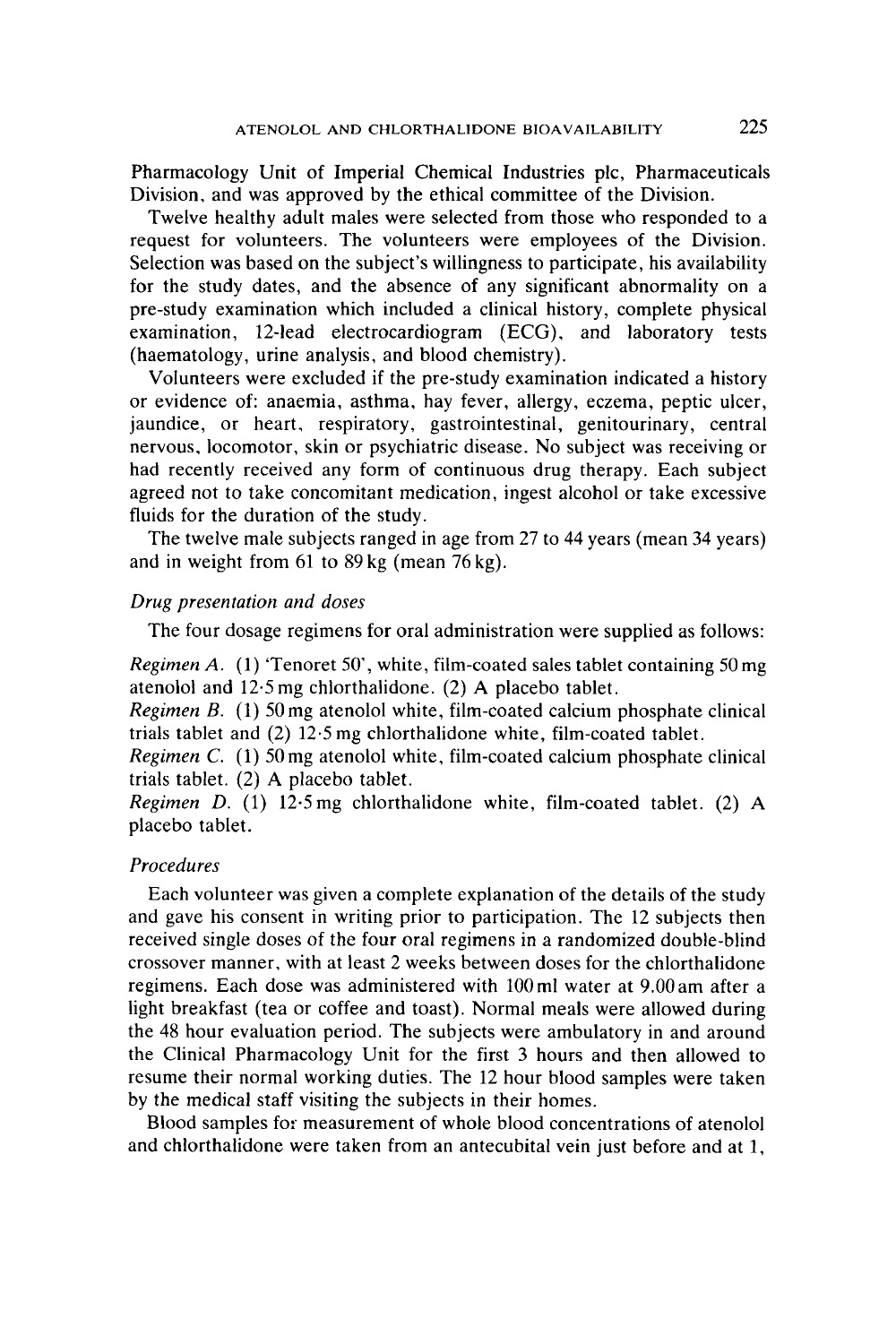Pharmacology Unit of Imperial Chemical Industries plc, Pharmaceuticals Division, and was approved by the ethical committee of the Division.

Twelve healthy adult males were selected from those who responded to a request for volunteers. The volunteers were employees of the Division. Selection was based on the subject's willingness to participate, his availability for the study dates, and the absence of any significant abnormality on a pre-study examination which included a clinical history, complete physical examination, 12-lead electrocardiogram (ECG), and laboratory tests (haematology, urine analysis, and blood chemistry).

Volunteers were excluded if the pre-study examination indicated a history or evidence of: anaemia, asthma, hay fever, allergy, eczema, peptic ulcer, jaundice, or heart, respiratory, gastrointestinal, genitourinary, central nervous, locomotor, skin or psychiatric disease. No subject was receiving or had recently received any form of continuous drug therapy. Each subject agreed not to take concomitant medication, ingest alcohol or take excessive fluids for the duration of the study.

The twelve male subjects ranged in age from 27 to 44 years (mean 34 years) and in weight from 61 to 89 kg (mean 76 kg).

### *Drug presentation and doses*

The four dosage regimens for oral administration were supplied as follows:

*Regimen A.* (1) 'Tenoret 50', white, film-coated sales tablet containing 50 mg atenolol and 12·5 mg chlorthalidone. (2) A placebo tablet.

*Regimen B.* (1) 50 mg atenolol white, film-coated calcium phosphate clinical trials tablet and (2) 12·5 mg chlorthalidone white, film-coated tablet.

*Regimen C.* (1) 50 mg atenolol white, film-coated calcium phosphate clinical trials tablet. (2) A placebo tablet.

*Regimen D.* (1) 12·5 mg chlorthalidone white, film-coated tablet. (2) A placebo tablet.

### *Procedures*

Each volunteer was given a complete explanation of the details of the study and gave his consent in writing prior to participation. The 12 subjects then received single doses of the four oral regimens in a randomized double-blind crossover manner, with at least 2 weeks between doses for the chlorthalidone regimens. Each dose was administered with 100 ml water at 9.00 am after a light breakfast (tea or coffee and toast). Normal meals were allowed during the 48 hour evaluation period. The subjects were ambulatory in and around the Clinical Pharmacology Unit for the first 3 hours and then allowed to resume their normal working duties. The 12 hour blood samples were taken by the medical staff visiting the subjects in their homes.

Blood samples for measurement of whole blood concentrations of atenolol and chlorthalidone were taken from an antecubital vein just before and at 1,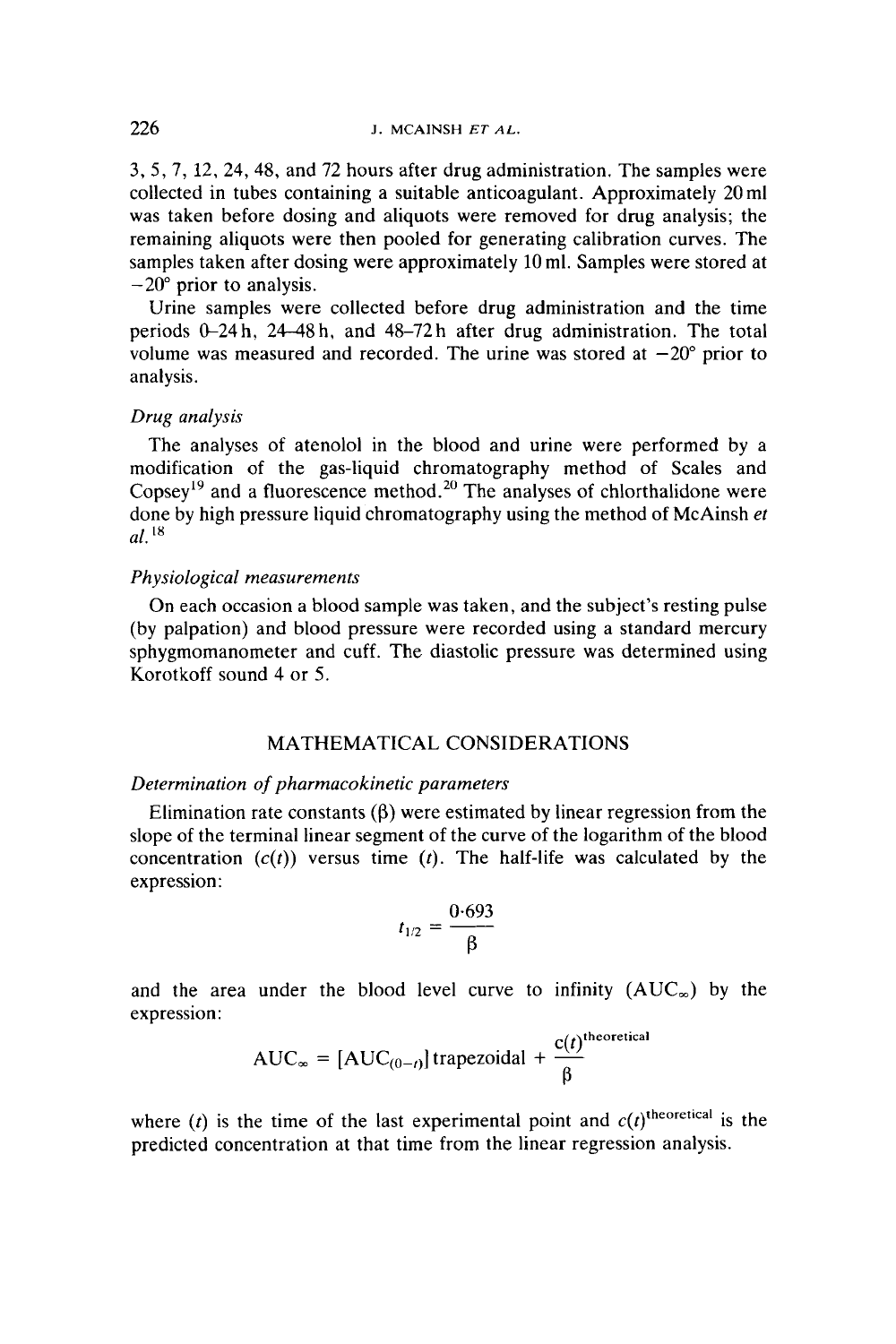3, 5, 7, 12, 24, 48, and 72 hours after drug administration. The samples were collected in tubes containing a suitable anticoagulant. Approximately 20 ml was taken before dosing and aliquots were removed for drug analysis; the remaining aliquots were then pooled for generating calibration curves. The samples taken after dosing were approximately 10 ml. Samples were stored at −20° prior to analysis.

Urine samples were collected before drug administration and the time periods 0–24 h, 24–48 h, and 48–72 h after drug administration. The total volume was measured and recorded. The urine was stored at −20° prior to analysis.

*Drug analysis*

The analyses of atenolol in the blood and urine were performed by a modification of the gas-liquid chromatography method of Scales and Copsey[19] and a fluorescence method.[20] The analyses of chlorthalidone were done by high pressure liquid chromatography using the method of McAinsh *et al.*[18]

*Physiological measurements*

On each occasion a blood sample was taken, and the subject's resting pulse (by palpation) and blood pressure were recorded using a standard mercury sphygmomanometer and cuff. The diastolic pressure was determined using Korotkoff sound 4 or 5.

## MATHEMATICAL CONSIDERATIONS

*Determination of pharmacokinetic parameters*

Elimination rate constants ($\beta$) were estimated by linear regression from the slope of the terminal linear segment of the curve of the logarithm of the blood concentration ($c(t)$) versus time ($t$). The half-life was calculated by the expression:

$$t_{1/2} = \frac{0{\cdot}693}{\beta}$$

and the area under the blood level curve to infinity ($AUC_{\infty}$) by the expression:

$$AUC_{\infty} = [AUC_{(0-t)}]\,\text{trapezoidal} + \frac{c(t)^{\text{theoretical}}}{\beta}$$

where ($t$) is the time of the last experimental point and $c(t)^{\text{theoretical}}$ is the predicted concentration at that time from the linear regression analysis.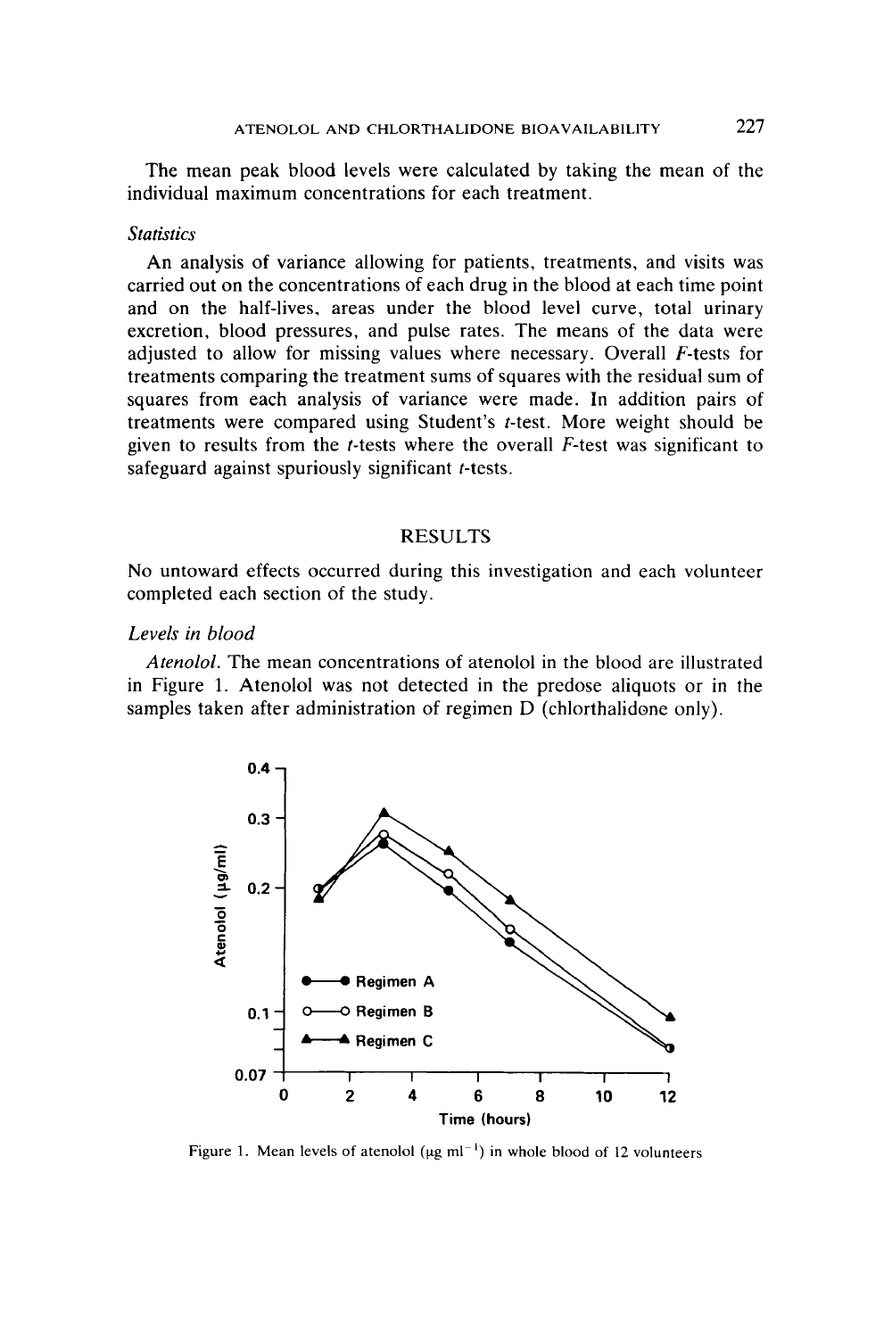The mean peak blood levels were calculated by taking the mean of the individual maximum concentrations for each treatment.

### *Statistics*

An analysis of variance allowing for patients, treatments, and visits was carried out on the concentrations of each drug in the blood at each time point and on the half-lives, areas under the blood level curve, total urinary excretion, blood pressures, and pulse rates. The means of the data were adjusted to allow for missing values where necessary. Overall $F$-tests for treatments comparing the treatment sums of squares with the residual sum of squares from each analysis of variance were made. In addition pairs of treatments were compared using Student's $t$-test. More weight should be given to results from the $t$-tests where the overall $F$-test was significant to safeguard against spuriously significant $t$-tests.

## RESULTS

No untoward effects occurred during this investigation and each volunteer completed each section of the study.

### *Levels in blood*

*Atenolol.* The mean concentrations of atenolol in the blood are illustrated in Figure 1. Atenolol was not detected in the predose aliquots or in the samples taken after administration of regimen D (chlorthalidone only).

Figure 1. Mean levels of atenolol (μg ml$^{-1}$) in whole blood of 12 volunteers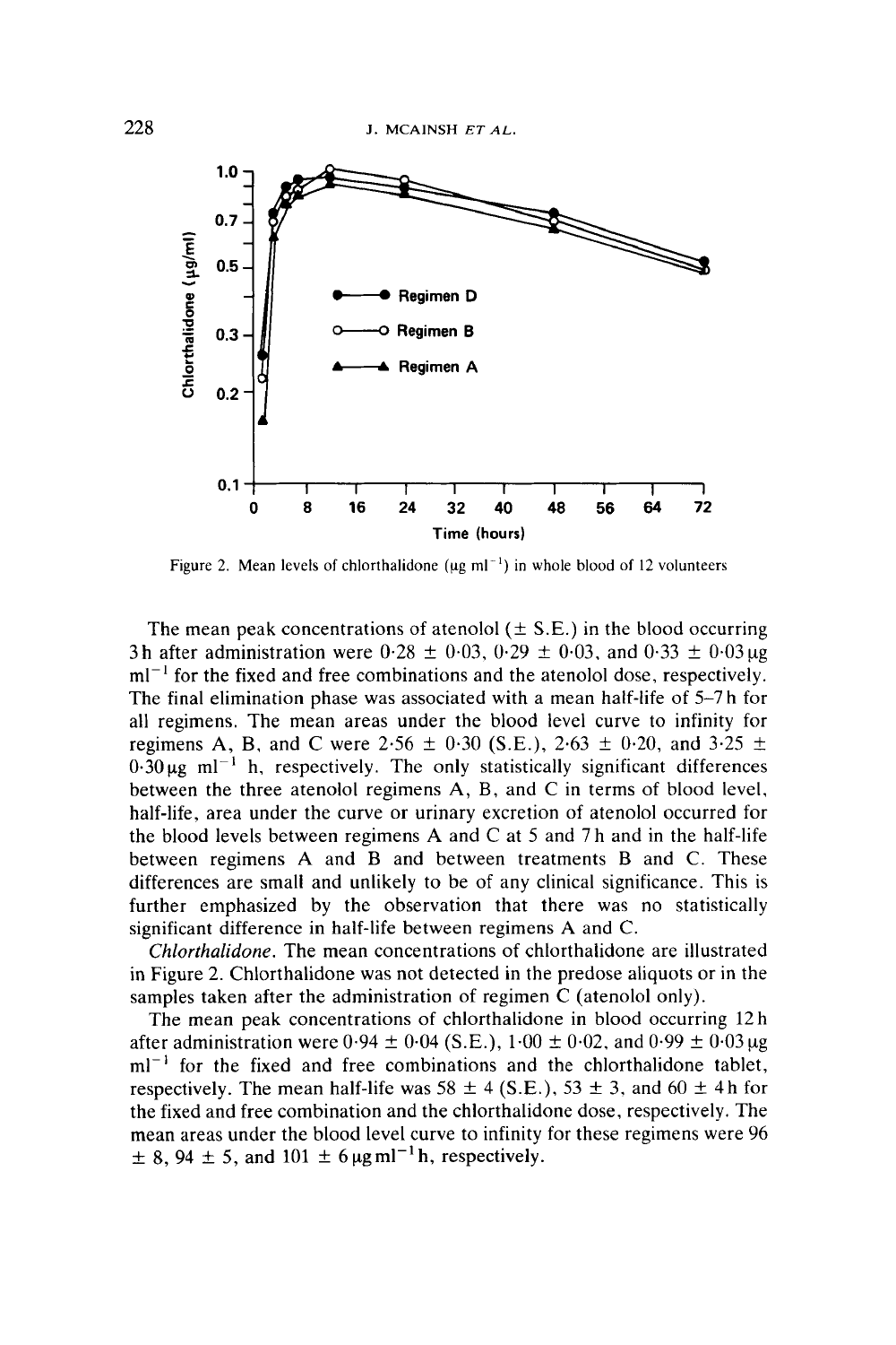Figure 2. Mean levels of chlorthalidone (μg ml$^{-1}$) in whole blood of 12 volunteers

The mean peak concentrations of atenolol (± S.E.) in the blood occurring 3 h after administration were 0·28 ± 0·03, 0·29 ± 0·03, and 0·33 ± 0·03 μg ml$^{-1}$ for the fixed and free combinations and the atenolol dose, respectively. The final elimination phase was associated with a mean half-life of 5–7 h for all regimens. The mean areas under the blood level curve to infinity for regimens A, B, and C were 2·56 ± 0·30 (S.E.), 2·63 ± 0·20, and 3·25 ± 0·30 μg ml$^{-1}$ h, respectively. The only statistically significant differences between the three atenolol regimens A, B, and C in terms of blood level, half-life, area under the curve or urinary excretion of atenolol occurred for the blood levels between regimens A and C at 5 and 7 h and in the half-life between regimens A and B and between treatments B and C. These differences are small and unlikely to be of any clinical significance. This is further emphasized by the observation that there was no statistically significant difference in half-life between regimens A and C.

*Chlorthalidone.* The mean concentrations of chlorthalidone are illustrated in Figure 2. Chlorthalidone was not detected in the predose aliquots or in the samples taken after the administration of regimen C (atenolol only).

The mean peak concentrations of chlorthalidone in blood occurring 12 h after administration were 0·94 ± 0·04 (S.E.), 1·00 ± 0·02, and 0·99 ± 0·03 μg ml$^{-1}$ for the fixed and free combinations and the chlorthalidone tablet, respectively. The mean half-life was 58 ± 4 (S.E.), 53 ± 3, and 60 ± 4 h for the fixed and free combination and the chlorthalidone dose, respectively. The mean areas under the blood level curve to infinity for these regimens were 96 ± 8, 94 ± 5, and 101 ± 6 μg ml$^{-1}$ h, respectively.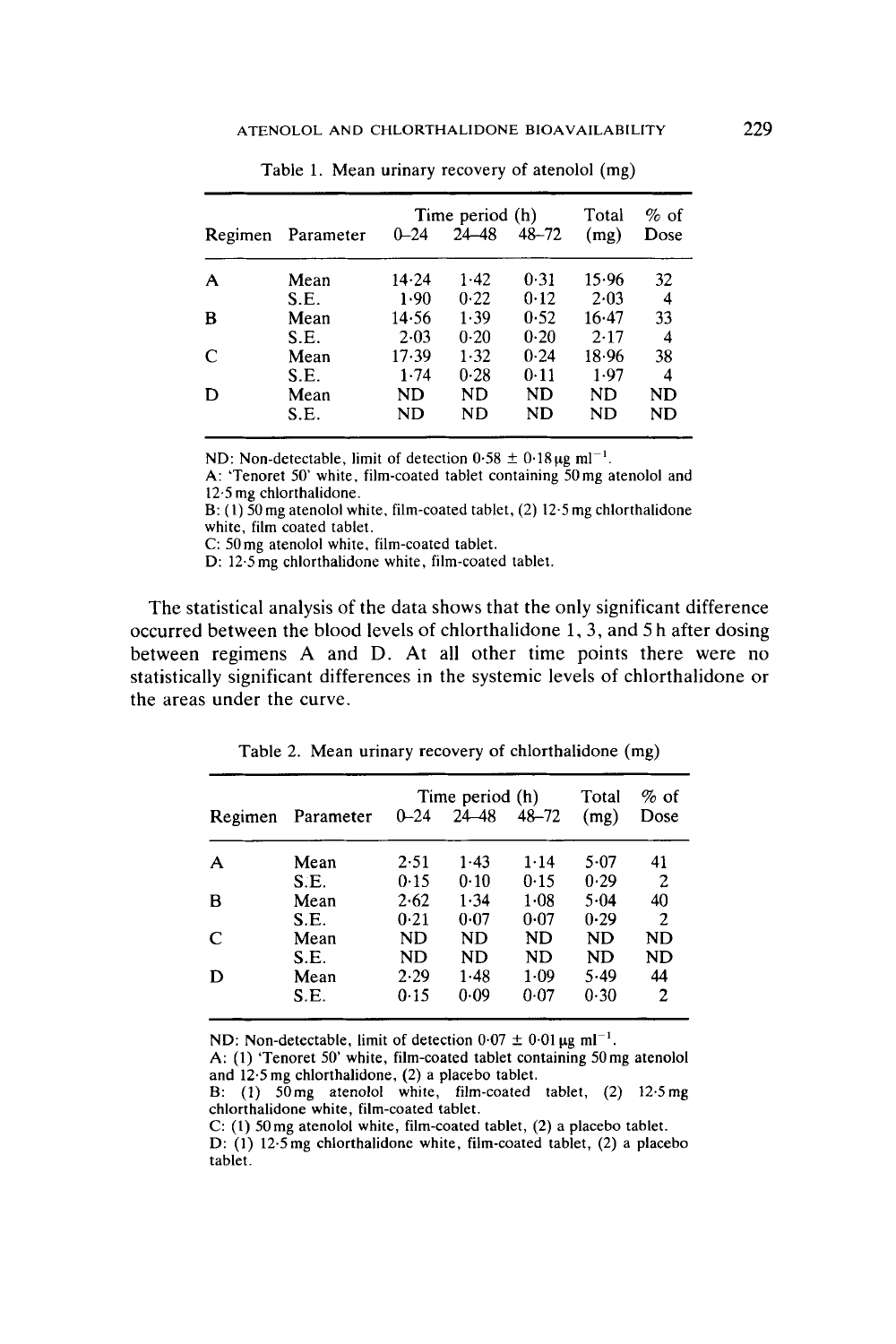Table 1. Mean urinary recovery of atenolol (mg)

| Regimen | Parameter | Time period (h) 0–24 | 24–48 | 48–72 | Total (mg) | % of Dose |
|---|---|---|---|---|---|---|
| A | Mean | 14·24 | 1·42 | 0·31 | 15·96 | 32 |
| | S.E. | 1·90 | 0·22 | 0·12 | 2·03 | 4 |
| B | Mean | 14·56 | 1·39 | 0·52 | 16·47 | 33 |
| | S.E. | 2·03 | 0·20 | 0·20 | 2·17 | 4 |
| C | Mean | 17·39 | 1·32 | 0·24 | 18·96 | 38 |
| | S.E. | 1·74 | 0·28 | 0·11 | 1·97 | 4 |
| D | Mean | ND | ND | ND | ND | ND |
| | S.E. | ND | ND | ND | ND | ND |

ND: Non-detectable, limit of detection 0·58 ± 0·18 μg ml$^{-1}$.
A: 'Tenoret 50' white, film-coated tablet containing 50 mg atenolol and 12·5 mg chlorthalidone.
B: (1) 50 mg atenolol white, film-coated tablet, (2) 12·5 mg chlorthalidone white, film coated tablet.
C: 50 mg atenolol white, film-coated tablet.
D: 12·5 mg chlorthalidone white, film-coated tablet.

The statistical analysis of the data shows that the only significant difference occurred between the blood levels of chlorthalidone 1, 3, and 5 h after dosing between regimens A and D. At all other time points there were no statistically significant differences in the systemic levels of chlorthalidone or the areas under the curve.

Table 2. Mean urinary recovery of chlorthalidone (mg)

| Regimen | Parameter | Time period (h) 0–24 | 24–48 | 48–72 | Total (mg) | % of Dose |
|---|---|---|---|---|---|---|
| A | Mean | 2·51 | 1·43 | 1·14 | 5·07 | 41 |
| | S.E. | 0·15 | 0·10 | 0·15 | 0·29 | 2 |
| B | Mean | 2·62 | 1·34 | 1·08 | 5·04 | 40 |
| | S.E. | 0·21 | 0·07 | 0·07 | 0·29 | 2 |
| C | Mean | ND | ND | ND | ND | ND |
| | S.E. | ND | ND | ND | ND | ND |
| D | Mean | 2·29 | 1·48 | 1·09 | 5·49 | 44 |
| | S.E. | 0·15 | 0·09 | 0·07 | 0·30 | 2 |

ND: Non-detectable, limit of detection 0·07 ± 0·01 μg ml$^{-1}$.
A: (1) 'Tenoret 50' white, film-coated tablet containing 50 mg atenolol and 12·5 mg chlorthalidone, (2) a placebo tablet.
B: (1) 50 mg atenolol white, film-coated tablet, (2) 12·5 mg chlorthalidone white, film-coated tablet.
C: (1) 50 mg atenolol white, film-coated tablet, (2) a placebo tablet.
D: (1) 12·5 mg chlorthalidone white, film-coated tablet, (2) a placebo tablet.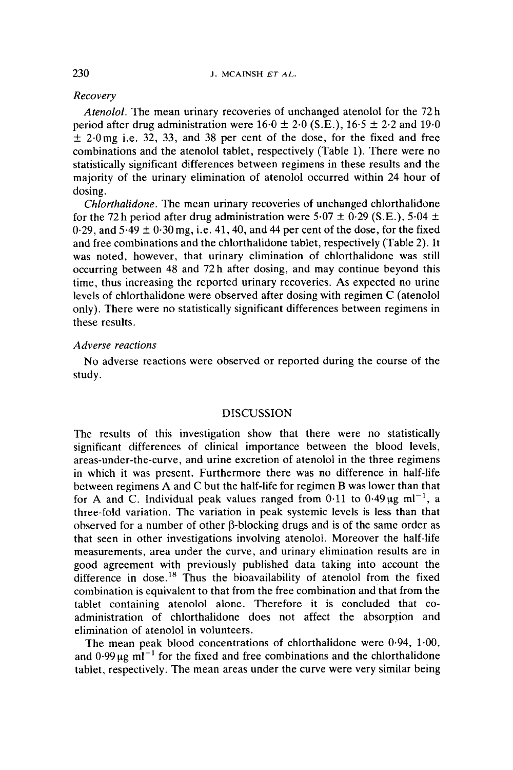*Recovery*

*Atenolol.* The mean urinary recoveries of unchanged atenolol for the 72 h period after drug administration were 16·0 ± 2·0 (S.E.), 16·5 ± 2·2 and 19·0 ± 2·0 mg i.e. 32, 33, and 38 per cent of the dose, for the fixed and free combinations and the atenolol tablet, respectively (Table 1). There were no statistically significant differences between regimens in these results and the majority of the urinary elimination of atenolol occurred within 24 hour of dosing.

*Chlorthalidone.* The mean urinary recoveries of unchanged chlorthalidone for the 72 h period after drug administration were 5·07 ± 0·29 (S.E.), 5·04 ± 0·29, and 5·49 ± 0·30 mg, i.e. 41, 40, and 44 per cent of the dose, for the fixed and free combinations and the chlorthalidone tablet, respectively (Table 2). It was noted, however, that urinary elimination of chlorthalidone was still occurring between 48 and 72 h after dosing, and may continue beyond this time, thus increasing the reported urinary recoveries. As expected no urine levels of chlorthalidone were observed after dosing with regimen C (atenolol only). There were no statistically significant differences between regimens in these results.

*Adverse reactions*

No adverse reactions were observed or reported during the course of the study.

## DISCUSSION

The results of this investigation show that there were no statistically significant differences of clinical importance between the blood levels, areas-under-the-curve, and urine excretion of atenolol in the three regimens in which it was present. Furthermore there was no difference in half-life between regimens A and C but the half-life for regimen B was lower than that for A and C. Individual peak values ranged from 0·11 to 0·49 μg $ml^{-1}$, a three-fold variation. The variation in peak systemic levels is less than that observed for a number of other β-blocking drugs and is of the same order as that seen in other investigations involving atenolol. Moreover the half-life measurements, area under the curve, and urinary elimination results are in good agreement with previously published data taking into account the difference in dose.[18] Thus the bioavailability of atenolol from the fixed combination is equivalent to that from the free combination and that from the tablet containing atenolol alone. Therefore it is concluded that co-administration of chlorthalidone does not affect the absorption and elimination of atenolol in volunteers.

The mean peak blood concentrations of chlorthalidone were 0·94, 1·00, and 0·99 μg $ml^{-1}$ for the fixed and free combinations and the chlorthalidone tablet, respectively. The mean areas under the curve were very similar being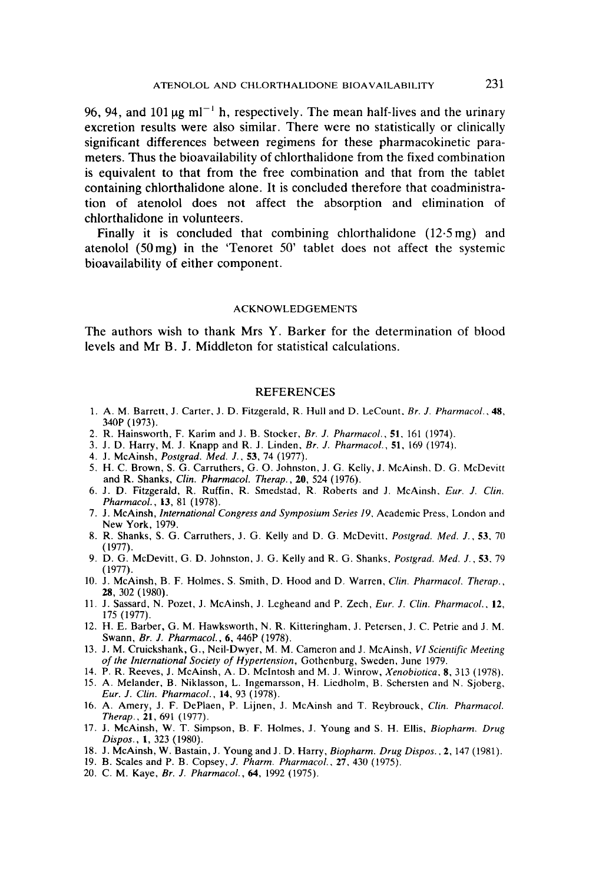96, 94, and 101 μg $ml^{-1}$ h, respectively. The mean half-lives and the urinary excretion results were also similar. There were no statistically or clinically significant differences between regimens for these pharmacokinetic parameters. Thus the bioavailability of chlorthalidone from the fixed combination is equivalent to that from the free combination and that from the tablet containing chlorthalidone alone. It is concluded therefore that coadministration of atenolol does not affect the absorption and elimination of chlorthalidone in volunteers.

Finally it is concluded that combining chlorthalidone (12·5 mg) and atenolol (50 mg) in the 'Tenoret 50' tablet does not affect the systemic bioavailability of either component.

## ACKNOWLEDGEMENTS

The authors wish to thank Mrs Y. Barker for the determination of blood levels and Mr B. J. Middleton for statistical calculations.

## REFERENCES

1. A. M. Barrett, J. Carter, J. D. Fitzgerald, R. Hull and D. LeCount, *Br. J. Pharmacol.*, **48**, 340P (1973).
2. R. Hainsworth, F. Karim and J. B. Stocker, *Br. J. Pharmacol.*, **51**, 161 (1974).
3. J. D. Harry, M. J. Knapp and R. J. Linden, *Br. J. Pharmacol.*, **51**, 169 (1974).
4. J. McAinsh, *Postgrad. Med. J.*, **53**, 74 (1977).
5. H. C. Brown, S. G. Carruthers, G. O. Johnston, J. G. Kelly, J. McAinsh, D. G. McDevitt and R. Shanks, *Clin. Pharmacol. Therap.*, **20**, 524 (1976).
6. J. D. Fitzgerald, R. Ruffin, R. Smedstad, R. Roberts and J. McAinsh, *Eur. J. Clin. Pharmacol.*, **13**, 81 (1978).
7. J. McAinsh, *International Congress and Symposium Series 19*, Academic Press, London and New York, 1979.
8. R. Shanks, S. G. Carruthers, J. G. Kelly and D. G. McDevitt, *Postgrad. Med. J.*, **53**, 70 (1977).
9. D. G. McDevitt, G. D. Johnston, J. G. Kelly and R. G. Shanks, *Postgrad. Med. J.*, **53**, 79 (1977).
10. J. McAinsh, B. F. Holmes, S. Smith, D. Hood and D. Warren, *Clin. Pharmacol. Therap.*, **28**, 302 (1980).
11. J. Sassard, N. Pozet, J. McAinsh, J. Legheand and P. Zech, *Eur. J. Clin. Pharmacol.*, **12**, 175 (1977).
12. H. E. Barber, G. M. Hawksworth, N. R. Kitteringham, J. Petersen, J. C. Petrie and J. M. Swann, *Br. J. Pharmacol.*, **6**, 446P (1978).
13. J. M. Cruickshank, G., Neil-Dwyer, M. M. Cameron and J. McAinsh, *VI Scientific Meeting of the International Society of Hypertension*, Gothenburg, Sweden, June 1979.
14. P. R. Reeves, J. McAinsh, A. D. McIntosh and M. J. Winrow, *Xenobiotica*, **8**, 313 (1978).
15. A. Melander, B. Niklasson, L. Ingemarsson, H. Liedholm, B. Schersten and N. Sjoberg, *Eur. J. Clin. Pharmacol.*, **14**, 93 (1978).
16. A. Amery, J. F. DePlaen, P. Lijnen, J. McAinsh and T. Reybrouck, *Clin. Pharmacol. Therap.*, **21**, 691 (1977).
17. J. McAinsh, W. T. Simpson, B. F. Holmes, J. Young and S. H. Ellis, *Biopharm. Drug Dispos.*, **1**, 323 (1980).
18. J. McAinsh, W. Bastain, J. Young and J. D. Harry, *Biopharm. Drug Dispos.*, **2**, 147 (1981).
19. B. Scales and P. B. Copsey, *J. Pharm. Pharmacol.*, **27**, 430 (1975).
20. C. M. Kaye, *Br. J. Pharmacol.*, **64**, 1992 (1975).